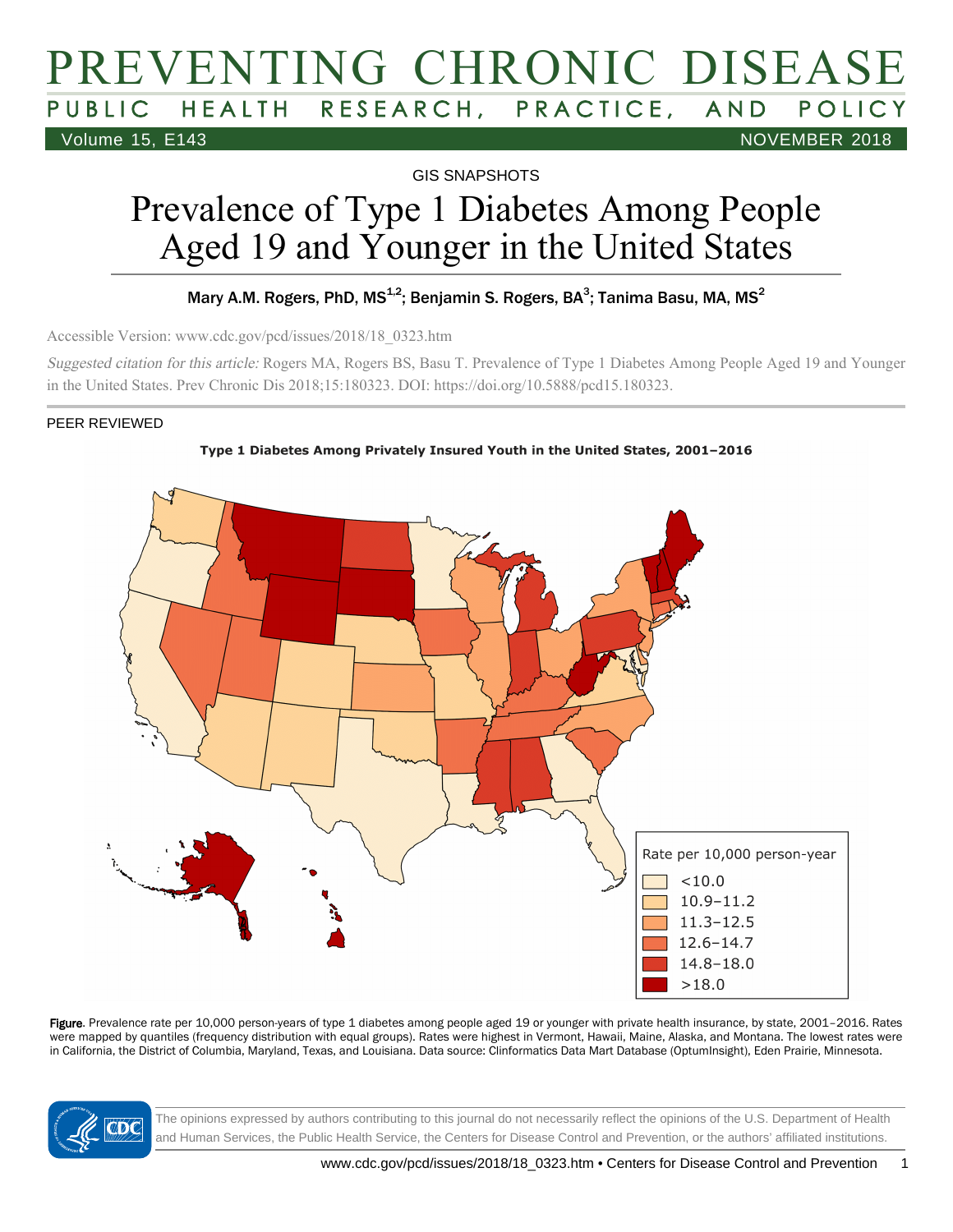GIS SNAPSHOTS

# Prevalence of Type 1 Diabetes Among People Aged 19 and Younger in the United States

Mary A.M. Rogers, PhD, MS[1,2]; Benjamin S. Rogers, BA[3]; Tanima Basu, MA, MS[2]

Accessible Version: www.cdc.gov/pcd/issues/2018/18_0323.htm

*Suggested citation for this article:* Rogers MA, Rogers BS, Basu T. Prevalence of Type 1 Diabetes Among People Aged 19 and Younger in the United States. Prev Chronic Dis 2018;15:180323. DOI: https://doi.org/10.5888/pcd15.180323.

PEER REVIEWED

**Type 1 Diabetes Among Privately Insured Youth in the United States, 2001–2016**

Rate per 10,000 person-year

- <10.0
- 10.9–11.2
- 11.3–12.5
- 12.6–14.7
- 14.8–18.0
- >18.0

**Figure.** Prevalence rate per 10,000 person-years of type 1 diabetes among people aged 19 or younger with private health insurance, by state, 2001–2016. Rates were mapped by quantiles (frequency distribution with equal groups). Rates were highest in Vermont, Hawaii, Maine, Alaska, and Montana. The lowest rates were in California, the District of Columbia, Maryland, Texas, and Louisiana. Data source: Clinformatics Data Mart Database (OptumInsight), Eden Prairie, Minnesota.

The opinions expressed by authors contributing to this journal do not necessarily reflect the opinions of the U.S. Department of Health and Human Services, the Public Health Service, the Centers for Disease Control and Prevention, or the authors' affiliated institutions.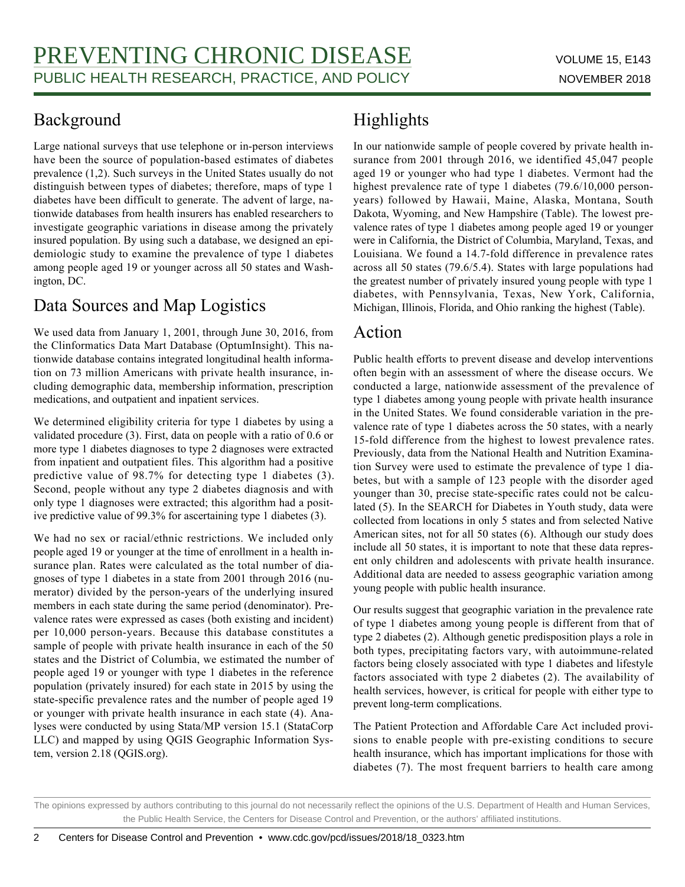## Background

Large national surveys that use telephone or in-person interviews have been the source of population-based estimates of diabetes prevalence (1,2). Such surveys in the United States usually do not distinguish between types of diabetes; therefore, maps of type 1 diabetes have been difficult to generate. The advent of large, nationwide databases from health insurers has enabled researchers to investigate geographic variations in disease among the privately insured population. By using such a database, we designed an epidemiologic study to examine the prevalence of type 1 diabetes among people aged 19 or younger across all 50 states and Washington, DC.

## Data Sources and Map Logistics

We used data from January 1, 2001, through June 30, 2016, from the Clinformatics Data Mart Database (OptumInsight). This nationwide database contains integrated longitudinal health information on 73 million Americans with private health insurance, including demographic data, membership information, prescription medications, and outpatient and inpatient services.

We determined eligibility criteria for type 1 diabetes by using a validated procedure (3). First, data on people with a ratio of 0.6 or more type 1 diabetes diagnoses to type 2 diagnoses were extracted from inpatient and outpatient files. This algorithm had a positive predictive value of 98.7% for detecting type 1 diabetes (3). Second, people without any type 2 diabetes diagnosis and with only type 1 diagnoses were extracted; this algorithm had a positive predictive value of 99.3% for ascertaining type 1 diabetes (3).

We had no sex or racial/ethnic restrictions. We included only people aged 19 or younger at the time of enrollment in a health insurance plan. Rates were calculated as the total number of diagnoses of type 1 diabetes in a state from 2001 through 2016 (numerator) divided by the person-years of the underlying insured members in each state during the same period (denominator). Prevalence rates were expressed as cases (both existing and incident) per 10,000 person-years. Because this database constitutes a sample of people with private health insurance in each of the 50 states and the District of Columbia, we estimated the number of people aged 19 or younger with type 1 diabetes in the reference population (privately insured) for each state in 2015 by using the state-specific prevalence rates and the number of people aged 19 or younger with private health insurance in each state (4). Analyses were conducted by using Stata/MP version 15.1 (StataCorp LLC) and mapped by using QGIS Geographic Information System, version 2.18 (QGIS.org).

## Highlights

In our nationwide sample of people covered by private health insurance from 2001 through 2016, we identified 45,047 people aged 19 or younger who had type 1 diabetes. Vermont had the highest prevalence rate of type 1 diabetes (79.6/10,000 person-years) followed by Hawaii, Maine, Alaska, Montana, South Dakota, Wyoming, and New Hampshire (Table). The lowest prevalence rates of type 1 diabetes among people aged 19 or younger were in California, the District of Columbia, Maryland, Texas, and Louisiana. We found a 14.7-fold difference in prevalence rates across all 50 states (79.6/5.4). States with large populations had the greatest number of privately insured young people with type 1 diabetes, with Pennsylvania, Texas, New York, California, Michigan, Illinois, Florida, and Ohio ranking the highest (Table).

## Action

Public health efforts to prevent disease and develop interventions often begin with an assessment of where the disease occurs. We conducted a large, nationwide assessment of the prevalence of type 1 diabetes among young people with private health insurance in the United States. We found considerable variation in the prevalence rate of type 1 diabetes across the 50 states, with a nearly 15-fold difference from the highest to lowest prevalence rates. Previously, data from the National Health and Nutrition Examination Survey were used to estimate the prevalence of type 1 diabetes, but with a sample of 123 people with the disorder aged younger than 30, precise state-specific rates could not be calculated (5). In the SEARCH for Diabetes in Youth study, data were collected from locations in only 5 states and from selected Native American sites, not for all 50 states (6). Although our study does include all 50 states, it is important to note that these data represent only children and adolescents with private health insurance. Additional data are needed to assess geographic variation among young people with public health insurance.

Our results suggest that geographic variation in the prevalence rate of type 1 diabetes among young people is different from that of type 2 diabetes (2). Although genetic predisposition plays a role in both types, precipitating factors vary, with autoimmune-related factors being closely associated with type 1 diabetes and lifestyle factors associated with type 2 diabetes (2). The availability of health services, however, is critical for people with either type to prevent long-term complications.

The Patient Protection and Affordable Care Act included provisions to enable people with pre-existing conditions to secure health insurance, which has important implications for those with diabetes (7). The most frequent barriers to health care among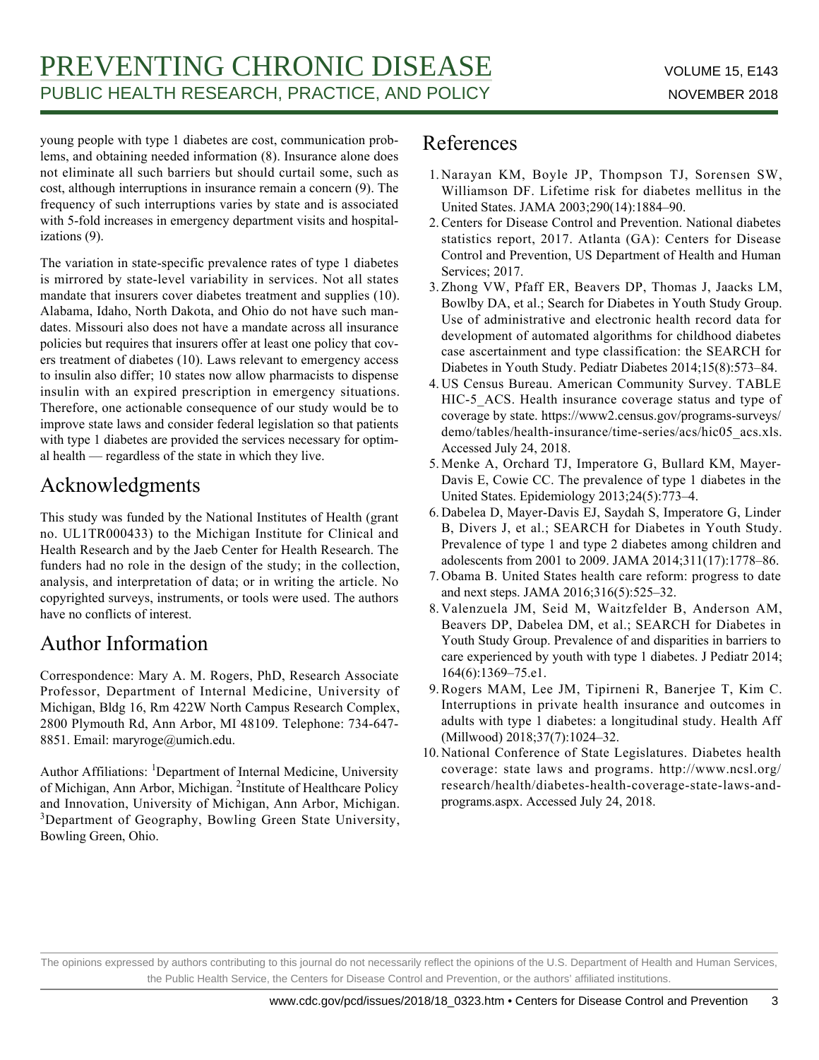young people with type 1 diabetes are cost, communication problems, and obtaining needed information (8). Insurance alone does not eliminate all such barriers but should curtail some, such as cost, although interruptions in insurance remain a concern (9). The frequency of such interruptions varies by state and is associated with 5-fold increases in emergency department visits and hospitalizations (9).

The variation in state-specific prevalence rates of type 1 diabetes is mirrored by state-level variability in services. Not all states mandate that insurers cover diabetes treatment and supplies (10). Alabama, Idaho, North Dakota, and Ohio do not have such mandates. Missouri also does not have a mandate across all insurance policies but requires that insurers offer at least one policy that covers treatment of diabetes (10). Laws relevant to emergency access to insulin also differ; 10 states now allow pharmacists to dispense insulin with an expired prescription in emergency situations. Therefore, one actionable consequence of our study would be to improve state laws and consider federal legislation so that patients with type 1 diabetes are provided the services necessary for optimal health — regardless of the state in which they live.

## Acknowledgments

This study was funded by the National Institutes of Health (grant no. UL1TR000433) to the Michigan Institute for Clinical and Health Research and by the Jaeb Center for Health Research. The funders had no role in the design of the study; in the collection, analysis, and interpretation of data; or in writing the article. No copyrighted surveys, instruments, or tools were used. The authors have no conflicts of interest.

## Author Information

Correspondence: Mary A. M. Rogers, PhD, Research Associate Professor, Department of Internal Medicine, University of Michigan, Bldg 16, Rm 422W North Campus Research Complex, 2800 Plymouth Rd, Ann Arbor, MI 48109. Telephone: 734-647-8851. Email: maryroge@umich.edu.

Author Affiliations: [1]Department of Internal Medicine, University of Michigan, Ann Arbor, Michigan. [2]Institute of Healthcare Policy and Innovation, University of Michigan, Ann Arbor, Michigan. [3]Department of Geography, Bowling Green State University, Bowling Green, Ohio.

## References

1. Narayan KM, Boyle JP, Thompson TJ, Sorensen SW, Williamson DF. Lifetime risk for diabetes mellitus in the United States. JAMA 2003;290(14):1884–90.
2. Centers for Disease Control and Prevention. National diabetes statistics report, 2017. Atlanta (GA): Centers for Disease Control and Prevention, US Department of Health and Human Services; 2017.
3. Zhong VW, Pfaff ER, Beavers DP, Thomas J, Jaacks LM, Bowlby DA, et al.; Search for Diabetes in Youth Study Group. Use of administrative and electronic health record data for development of automated algorithms for childhood diabetes case ascertainment and type classification: the SEARCH for Diabetes in Youth Study. Pediatr Diabetes 2014;15(8):573–84.
4. US Census Bureau. American Community Survey. TABLE HIC-5_ACS. Health insurance coverage status and type of coverage by state. https://www2.census.gov/programs-surveys/demo/tables/health-insurance/time-series/acs/hic05_acs.xls. Accessed July 24, 2018.
5. Menke A, Orchard TJ, Imperatore G, Bullard KM, Mayer-Davis E, Cowie CC. The prevalence of type 1 diabetes in the United States. Epidemiology 2013;24(5):773–4.
6. Dabelea D, Mayer-Davis EJ, Saydah S, Imperatore G, Linder B, Divers J, et al.; SEARCH for Diabetes in Youth Study. Prevalence of type 1 and type 2 diabetes among children and adolescents from 2001 to 2009. JAMA 2014;311(17):1778–86.
7. Obama B. United States health care reform: progress to date and next steps. JAMA 2016;316(5):525–32.
8. Valenzuela JM, Seid M, Waitzfelder B, Anderson AM, Beavers DP, Dabelea DM, et al.; SEARCH for Diabetes in Youth Study Group. Prevalence of and disparities in barriers to care experienced by youth with type 1 diabetes. J Pediatr 2014; 164(6):1369–75.e1.
9. Rogers MAM, Lee JM, Tipirneni R, Banerjee T, Kim C. Interruptions in private health insurance and outcomes in adults with type 1 diabetes: a longitudinal study. Health Aff (Millwood) 2018;37(7):1024–32.
10. National Conference of State Legislatures. Diabetes health coverage: state laws and programs. http://www.ncsl.org/research/health/diabetes-health-coverage-state-laws-and-programs.aspx. Accessed July 24, 2018.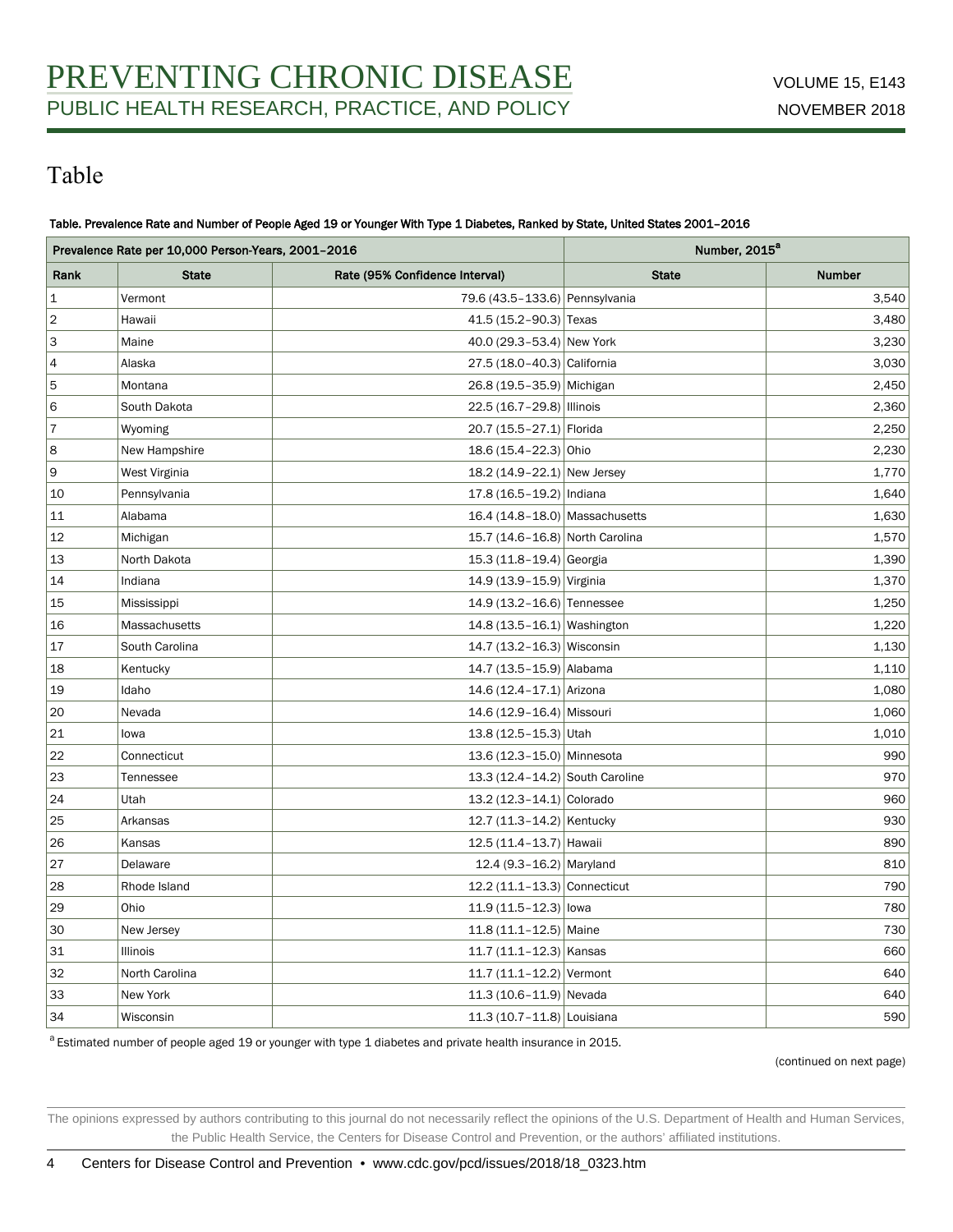## Table

**Table. Prevalence Rate and Number of People Aged 19 or Younger With Type 1 Diabetes, Ranked by State, United States 2001–2016**

| Prevalence Rate per 10,000 Person-Years, 2001–2016 | | | Number, 2015[a] | |
|---|---|---|---|---|
| Rank | State | Rate (95% Confidence Interval) | State | Number |
| 1 | Vermont | 79.6 (43.5–133.6) | Pennsylvania | 3,540 |
| 2 | Hawaii | 41.5 (15.2–90.3) | Texas | 3,480 |
| 3 | Maine | 40.0 (29.3–53.4) | New York | 3,230 |
| 4 | Alaska | 27.5 (18.0–40.3) | California | 3,030 |
| 5 | Montana | 26.8 (19.5–35.9) | Michigan | 2,450 |
| 6 | South Dakota | 22.5 (16.7–29.8) | Illinois | 2,360 |
| 7 | Wyoming | 20.7 (15.5–27.1) | Florida | 2,250 |
| 8 | New Hampshire | 18.6 (15.4–22.3) | Ohio | 2,230 |
| 9 | West Virginia | 18.2 (14.9–22.1) | New Jersey | 1,770 |
| 10 | Pennsylvania | 17.8 (16.5–19.2) | Indiana | 1,640 |
| 11 | Alabama | 16.4 (14.8–18.0) | Massachusetts | 1,630 |
| 12 | Michigan | 15.7 (14.6–16.8) | North Carolina | 1,570 |
| 13 | North Dakota | 15.3 (11.8–19.4) | Georgia | 1,390 |
| 14 | Indiana | 14.9 (13.9–15.9) | Virginia | 1,370 |
| 15 | Mississippi | 14.9 (13.2–16.6) | Tennessee | 1,250 |
| 16 | Massachusetts | 14.8 (13.5–16.1) | Washington | 1,220 |
| 17 | South Carolina | 14.7 (13.2–16.3) | Wisconsin | 1,130 |
| 18 | Kentucky | 14.7 (13.5–15.9) | Alabama | 1,110 |
| 19 | Idaho | 14.6 (12.4–17.1) | Arizona | 1,080 |
| 20 | Nevada | 14.6 (12.9–16.4) | Missouri | 1,060 |
| 21 | Iowa | 13.8 (12.5–15.3) | Utah | 1,010 |
| 22 | Connecticut | 13.6 (12.3–15.0) | Minnesota | 990 |
| 23 | Tennessee | 13.3 (12.4–14.2) | South Caroline | 970 |
| 24 | Utah | 13.2 (12.3–14.1) | Colorado | 960 |
| 25 | Arkansas | 12.7 (11.3–14.2) | Kentucky | 930 |
| 26 | Kansas | 12.5 (11.4–13.7) | Hawaii | 890 |
| 27 | Delaware | 12.4 (9.3–16.2) | Maryland | 810 |
| 28 | Rhode Island | 12.2 (11.1–13.3) | Connecticut | 790 |
| 29 | Ohio | 11.9 (11.5–12.3) | Iowa | 780 |
| 30 | New Jersey | 11.8 (11.1–12.5) | Maine | 730 |
| 31 | Illinois | 11.7 (11.1–12.3) | Kansas | 660 |
| 32 | North Carolina | 11.7 (11.1–12.2) | Vermont | 640 |
| 33 | New York | 11.3 (10.6–11.9) | Nevada | 640 |
| 34 | Wisconsin | 11.3 (10.7–11.8) | Louisiana | 590 |

[a] Estimated number of people aged 19 or younger with type 1 diabetes and private health insurance in 2015.

(continued on next page)

The opinions expressed by authors contributing to this journal do not necessarily reflect the opinions of the U.S. Department of Health and Human Services, the Public Health Service, the Centers for Disease Control and Prevention, or the authors' affiliated institutions.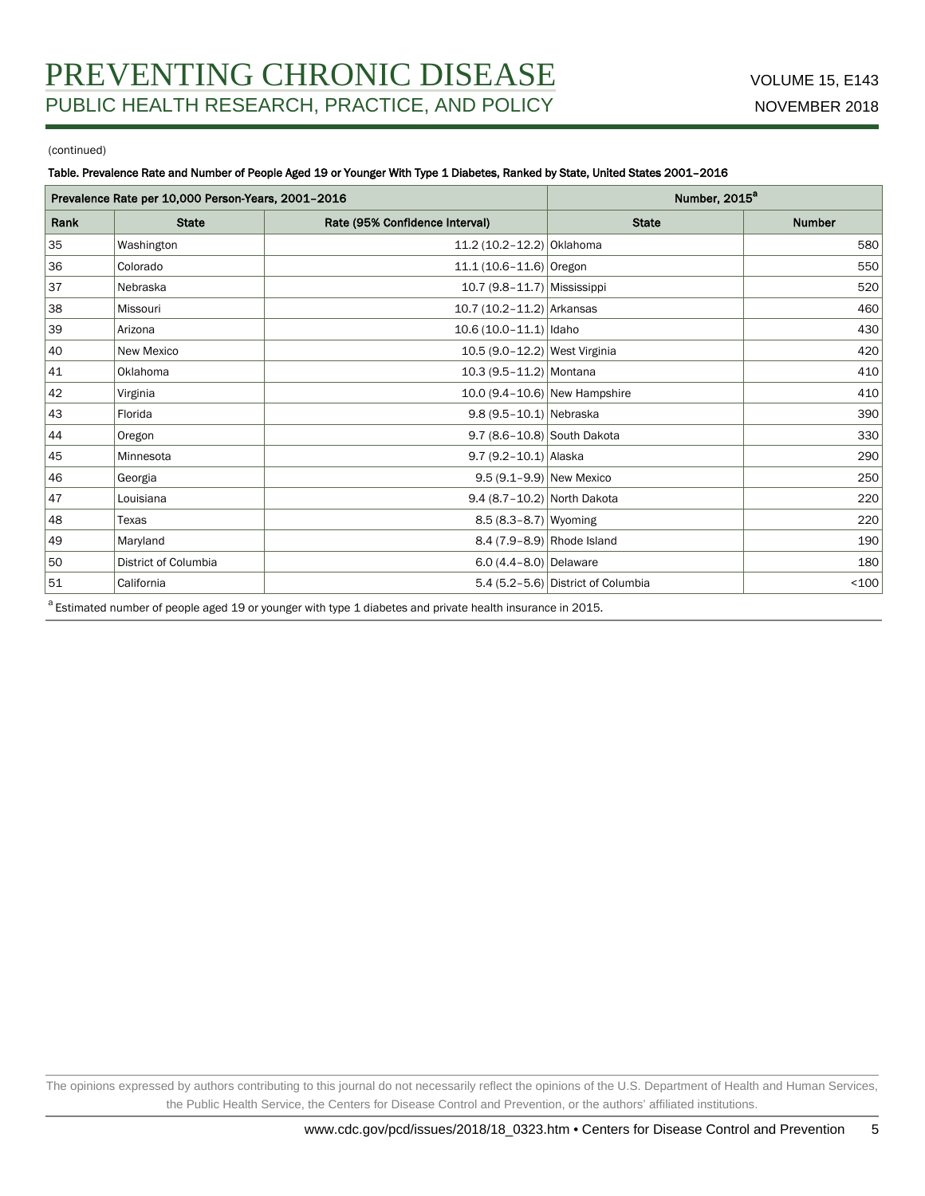(continued)

**Table. Prevalence Rate and Number of People Aged 19 or Younger With Type 1 Diabetes, Ranked by State, United States 2001–2016**

| Prevalence Rate per 10,000 Person-Years, 2001–2016 | | | Number, 2015[a] | |
|---|---|---|---|---|
| Rank | State | Rate (95% Confidence Interval) | State | Number |
| 35 | Washington | 11.2 (10.2–12.2) | Oklahoma | 580 |
| 36 | Colorado | 11.1 (10.6–11.6) | Oregon | 550 |
| 37 | Nebraska | 10.7 (9.8–11.7) | Mississippi | 520 |
| 38 | Missouri | 10.7 (10.2–11.2) | Arkansas | 460 |
| 39 | Arizona | 10.6 (10.0–11.1) | Idaho | 430 |
| 40 | New Mexico | 10.5 (9.0–12.2) | West Virginia | 420 |
| 41 | Oklahoma | 10.3 (9.5–11.2) | Montana | 410 |
| 42 | Virginia | 10.0 (9.4–10.6) | New Hampshire | 410 |
| 43 | Florida | 9.8 (9.5–10.1) | Nebraska | 390 |
| 44 | Oregon | 9.7 (8.6–10.8) | South Dakota | 330 |
| 45 | Minnesota | 9.7 (9.2–10.1) | Alaska | 290 |
| 46 | Georgia | 9.5 (9.1–9.9) | New Mexico | 250 |
| 47 | Louisiana | 9.4 (8.7–10.2) | North Dakota | 220 |
| 48 | Texas | 8.5 (8.3–8.7) | Wyoming | 220 |
| 49 | Maryland | 8.4 (7.9–8.9) | Rhode Island | 190 |
| 50 | District of Columbia | 6.0 (4.4–8.0) | Delaware | 180 |
| 51 | California | 5.4 (5.2–5.6) | District of Columbia | <100 |

[a] Estimated number of people aged 19 or younger with type 1 diabetes and private health insurance in 2015.

The opinions expressed by authors contributing to this journal do not necessarily reflect the opinions of the U.S. Department of Health and Human Services, the Public Health Service, the Centers for Disease Control and Prevention, or the authors' affiliated institutions.